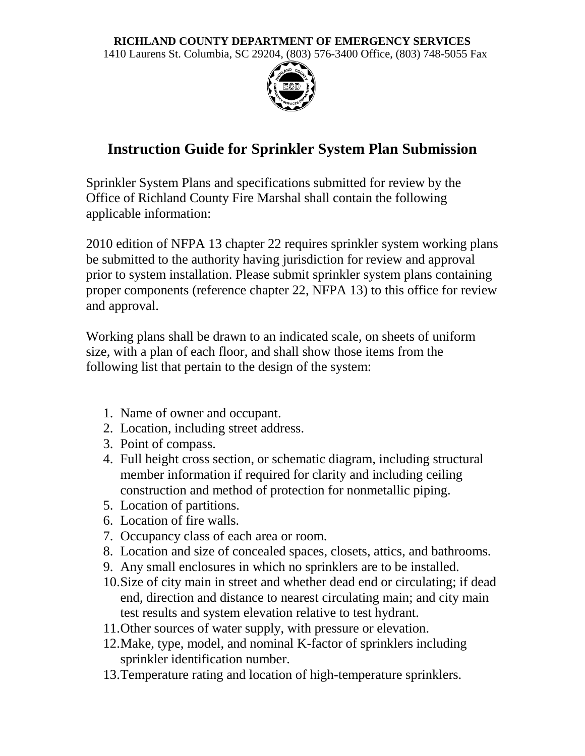**RICHLAND COUNTY DEPARTMENT OF EMERGENCY SERVICES**
1410 Laurens St. Columbia, SC 29204, (803) 576-3400 Office, (803) 748-5055 Fax

# Instruction Guide for Sprinkler System Plan Submission

Sprinkler System Plans and specifications submitted for review by the Office of Richland County Fire Marshal shall contain the following applicable information:

2010 edition of NFPA 13 chapter 22 requires sprinkler system working plans be submitted to the authority having jurisdiction for review and approval prior to system installation. Please submit sprinkler system plans containing proper components (reference chapter 22, NFPA 13) to this office for review and approval.

Working plans shall be drawn to an indicated scale, on sheets of uniform size, with a plan of each floor, and shall show those items from the following list that pertain to the design of the system:

1. Name of owner and occupant.
2. Location, including street address.
3. Point of compass.
4. Full height cross section, or schematic diagram, including structural member information if required for clarity and including ceiling construction and method of protection for nonmetallic piping.
5. Location of partitions.
6. Location of fire walls.
7. Occupancy class of each area or room.
8. Location and size of concealed spaces, closets, attics, and bathrooms.
9. Any small enclosures in which no sprinklers are to be installed.
10. Size of city main in street and whether dead end or circulating; if dead end, direction and distance to nearest circulating main; and city main test results and system elevation relative to test hydrant.
11. Other sources of water supply, with pressure or elevation.
12. Make, type, model, and nominal K-factor of sprinklers including sprinkler identification number.
13. Temperature rating and location of high-temperature sprinklers.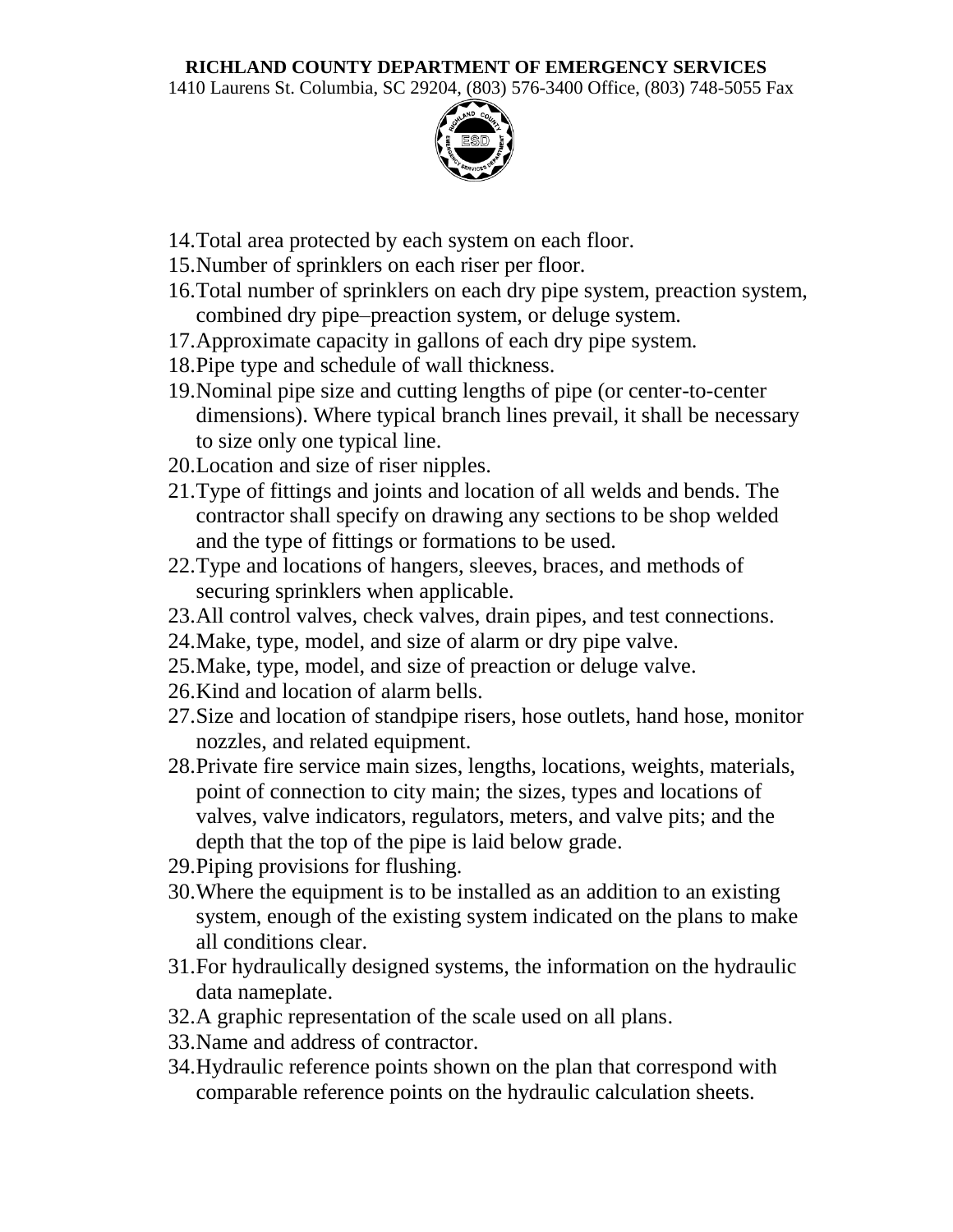14. Total area protected by each system on each floor.
15. Number of sprinklers on each riser per floor.
16. Total number of sprinklers on each dry pipe system, preaction system, combined dry pipe–preaction system, or deluge system.
17. Approximate capacity in gallons of each dry pipe system.
18. Pipe type and schedule of wall thickness.
19. Nominal pipe size and cutting lengths of pipe (or center-to-center dimensions). Where typical branch lines prevail, it shall be necessary to size only one typical line.
20. Location and size of riser nipples.
21. Type of fittings and joints and location of all welds and bends. The contractor shall specify on drawing any sections to be shop welded and the type of fittings or formations to be used.
22. Type and locations of hangers, sleeves, braces, and methods of securing sprinklers when applicable.
23. All control valves, check valves, drain pipes, and test connections.
24. Make, type, model, and size of alarm or dry pipe valve.
25. Make, type, model, and size of preaction or deluge valve.
26. Kind and location of alarm bells.
27. Size and location of standpipe risers, hose outlets, hand hose, monitor nozzles, and related equipment.
28. Private fire service main sizes, lengths, locations, weights, materials, point of connection to city main; the sizes, types and locations of valves, valve indicators, regulators, meters, and valve pits; and the depth that the top of the pipe is laid below grade.
29. Piping provisions for flushing.
30. Where the equipment is to be installed as an addition to an existing system, enough of the existing system indicated on the plans to make all conditions clear.
31. For hydraulically designed systems, the information on the hydraulic data nameplate.
32. A graphic representation of the scale used on all plans.
33. Name and address of contractor.
34. Hydraulic reference points shown on the plan that correspond with comparable reference points on the hydraulic calculation sheets.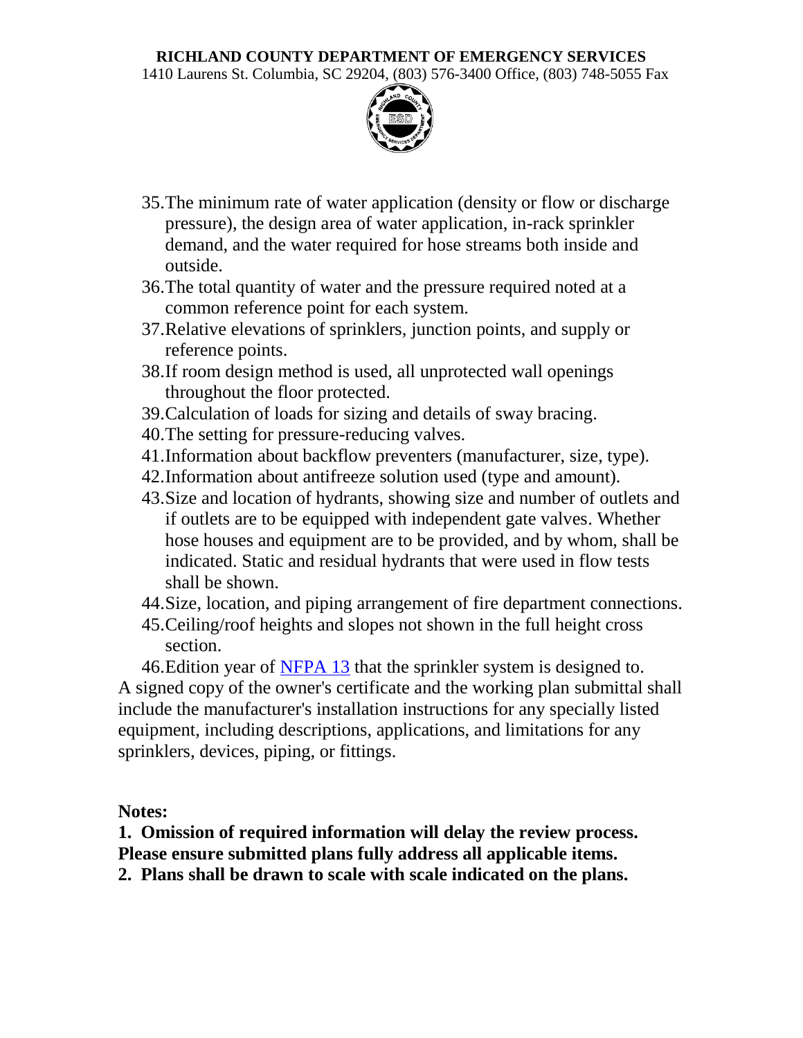**RICHLAND COUNTY DEPARTMENT OF EMERGENCY SERVICES**
1410 Laurens St. Columbia, SC 29204, (803) 576-3400 Office, (803) 748-5055 Fax

35. The minimum rate of water application (density or flow or discharge pressure), the design area of water application, in-rack sprinkler demand, and the water required for hose streams both inside and outside.
36. The total quantity of water and the pressure required noted at a common reference point for each system.
37. Relative elevations of sprinklers, junction points, and supply or reference points.
38. If room design method is used, all unprotected wall openings throughout the floor protected.
39. Calculation of loads for sizing and details of sway bracing.
40. The setting for pressure-reducing valves.
41. Information about backflow preventers (manufacturer, size, type).
42. Information about antifreeze solution used (type and amount).
43. Size and location of hydrants, showing size and number of outlets and if outlets are to be equipped with independent gate valves. Whether hose houses and equipment are to be provided, and by whom, shall be indicated. Static and residual hydrants that were used in flow tests shall be shown.
44. Size, location, and piping arrangement of fire department connections.
45. Ceiling/roof heights and slopes not shown in the full height cross section.
46. Edition year of NFPA 13 that the sprinkler system is designed to.

A signed copy of the owner's certificate and the working plan submittal shall include the manufacturer's installation instructions for any specially listed equipment, including descriptions, applications, and limitations for any sprinklers, devices, piping, or fittings.

**Notes:**

**1. Omission of required information will delay the review process. Please ensure submitted plans fully address all applicable items.**

**2. Plans shall be drawn to scale with scale indicated on the plans.**